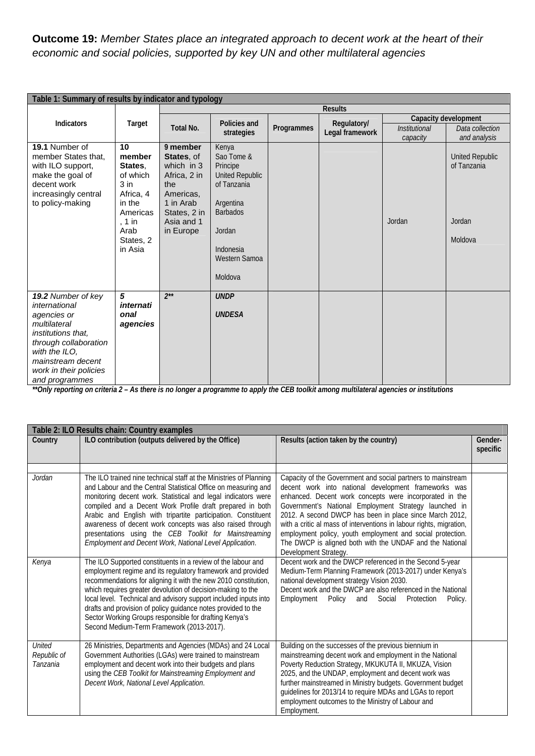**Outcome 19:** *Member States place an integrated approach to decent work at the heart of their economic and social policies, supported by key UN and other multilateral agencies*

| Table 1: Summary of results by indicator and typology | | | | | | | |
|---|---|---|---|---|---|---|---|
| **Indicators** | **Target** | **Results** | | | | | |
| | | **Total No.** | **Policies and strategies** | **Programmes** | **Regulatory/ Legal framework** | **Capacity development** | |
| | | | | | | *Institutional capacity* | *Data collection and analysis* |
| **19.1** Number of member States that, with ILO support, make the goal of decent work increasingly central to policy-making | **10 member States**, of which 3 in Africa, 4 in the Americas, 1 in Arab States, 2 in Asia | **9 member States**, of which in 3 Africa, 2 in the Americas, 1 in Arab States, 2 in Asia and 1 in Europe | Kenya<br>Sao Tome & Principe<br>United Republic of Tanzania<br>Argentina<br>Barbados<br>Jordan<br>Indonesia<br>Western Samoa<br>Moldova | | | Jordan | United Republic of Tanzania<br>Jordan<br>Moldova |
| ***19.2** Number of key international agencies or multilateral institutions that, through collaboration with the ILO, mainstream decent work in their policies and programmes* | ***5 international agencies*** | ***2\*\**** | ***UNDP***<br>***UNDESA*** | | | | |

***\*\*Only reporting on criteria 2 – As there is no longer a programme to apply the CEB toolkit among multilateral agencies or institutions***

| Table 2: ILO Results chain: Country examples | | | |
|---|---|---|---|
| **Country** | **ILO contribution (outputs delivered by the Office)** | **Results (action taken by the country)** | **Gender-specific** |
| | | | |
| *Jordan* | The ILO trained nine technical staff at the Ministries of Planning and Labour and the Central Statistical Office on measuring and monitoring decent work. Statistical and legal indicators were compiled and a Decent Work Profile draft prepared in both Arabic and English with tripartite participation. Constituent awareness of decent work concepts was also raised through presentations using the *CEB Toolkit for Mainstreaming Employment and Decent Work, National Level Application*. | Capacity of the Government and social partners to mainstream decent work into national development frameworks was enhanced. Decent work concepts were incorporated in the Government's National Employment Strategy launched in 2012. A second DWCP has been in place since March 2012, with a critic al mass of interventions in labour rights, migration, employment policy, youth employment and social protection. The DWCP is aligned both with the UNDAF and the National Development Strategy. | |
| *Kenya* | The ILO Supported constituents in a review of the labour and employment regime and its regulatory framework and provided recommendations for aligning it with the new 2010 constitution, which requires greater devolution of decision-making to the local level. Technical and advisory support included inputs into drafts and provision of policy guidance notes provided to the Sector Working Groups responsible for drafting Kenya's Second Medium-Term Framework (2013-2017). | Decent work and the DWCP referenced in the Second 5-year Medium-Term Planning Framework (2013-2017) under Kenya's national development strategy Vision 2030.<br>Decent work and the DWCP are also referenced in the National Employment Policy and Social Protection Policy. | |
| *United Republic of Tanzania* | 26 Ministries, Departments and Agencies (MDAs) and 24 Local Government Authorities (LGAs) were trained to mainstream employment and decent work into their budgets and plans using the *CEB Toolkit for Mainstreaming Employment and Decent Work, National Level Application*. | Building on the successes of the previous biennium in mainstreaming decent work and employment in the National Poverty Reduction Strategy, MKUKUTA II, MKUZA, Vision 2025, and the UNDAP, employment and decent work was further mainstreamed in Ministry budgets. Government budget guidelines for 2013/14 to require MDAs and LGAs to report employment outcomes to the Ministry of Labour and Employment. | |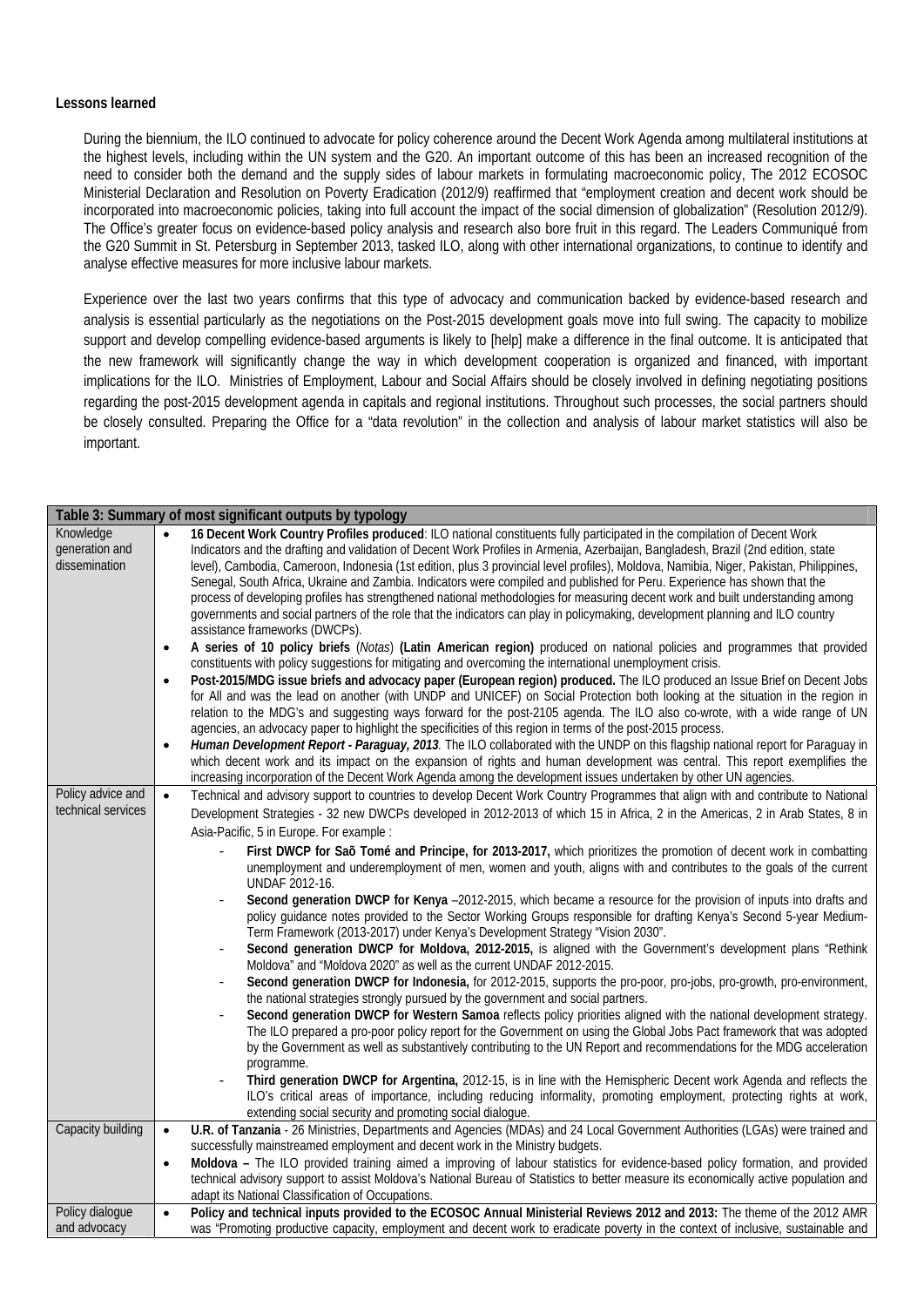**Lessons learned**

During the biennium, the ILO continued to advocate for policy coherence around the Decent Work Agenda among multilateral institutions at the highest levels, including within the UN system and the G20. An important outcome of this has been an increased recognition of the need to consider both the demand and the supply sides of labour markets in formulating macroeconomic policy, The 2012 ECOSOC Ministerial Declaration and Resolution on Poverty Eradication (2012/9) reaffirmed that "employment creation and decent work should be incorporated into macroeconomic policies, taking into full account the impact of the social dimension of globalization" (Resolution 2012/9). The Office's greater focus on evidence-based policy analysis and research also bore fruit in this regard. The Leaders Communiqué from the G20 Summit in St. Petersburg in September 2013, tasked ILO, along with other international organizations, to continue to identify and analyse effective measures for more inclusive labour markets.

Experience over the last two years confirms that this type of advocacy and communication backed by evidence-based research and analysis is essential particularly as the negotiations on the Post-2015 development goals move into full swing. The capacity to mobilize support and develop compelling evidence-based arguments is likely to [help] make a difference in the final outcome. It is anticipated that the new framework will significantly change the way in which development cooperation is organized and financed, with important implications for the ILO. Ministries of Employment, Labour and Social Affairs should be closely involved in defining negotiating positions regarding the post-2015 development agenda in capitals and regional institutions. Throughout such processes, the social partners should be closely consulted. Preparing the Office for a "data revolution" in the collection and analysis of labour market statistics will also be important.

| Table 3: Summary of most significant outputs by typology | |
|---|---|
| Knowledge generation and dissemination | • **16 Decent Work Country Profiles produced**: ILO national constituents fully participated in the compilation of Decent Work Indicators and the drafting and validation of Decent Work Profiles in Armenia, Azerbaijan, Bangladesh, Brazil (2nd edition, state level), Cambodia, Cameroon, Indonesia (1st edition, plus 3 provincial level profiles), Moldova, Namibia, Niger, Pakistan, Philippines, Senegal, South Africa, Ukraine and Zambia. Indicators were compiled and published for Peru. Experience has shown that the process of developing profiles has strengthened national methodologies for measuring decent work and built understanding among governments and social partners of the role that the indicators can play in policymaking, development planning and ILO country assistance frameworks (DWCPs).<br>• **A series of 10 policy briefs** (*Notas*) **(Latin American region)** produced on national policies and programmes that provided constituents with policy suggestions for mitigating and overcoming the international unemployment crisis.<br>• **Post-2015/MDG issue briefs and advocacy paper (European region) produced.** The ILO produced an Issue Brief on Decent Jobs for All and was the lead on another (with UNDP and UNICEF) on Social Protection both looking at the situation in the region in relation to the MDG's and suggesting ways forward for the post-2105 agenda. The ILO also co-wrote, with a wide range of UN agencies, an advocacy paper to highlight the specificities of this region in terms of the post-2015 process.<br>• ***Human Development Report - Paraguay, 2013***. The ILO collaborated with the UNDP on this flagship national report for Paraguay in which decent work and its impact on the expansion of rights and human development was central. This report exemplifies the increasing incorporation of the Decent Work Agenda among the development issues undertaken by other UN agencies. |
| Policy advice and technical services | • Technical and advisory support to countries to develop Decent Work Country Programmes that align with and contribute to National Development Strategies - 32 new DWCPs developed in 2012-2013 of which 15 in Africa, 2 in the Americas, 2 in Arab States, 8 in Asia-Pacific, 5 in Europe. For example :<br>- **First DWCP for Saõ Tomé and Principe, for 2013-2017,** which prioritizes the promotion of decent work in combatting unemployment and underemployment of men, women and youth, aligns with and contributes to the goals of the current UNDAF 2012-16.<br>- **Second generation DWCP for Kenya** –2012-2015, which became a resource for the provision of inputs into drafts and policy guidance notes provided to the Sector Working Groups responsible for drafting Kenya's Second 5-year Medium-Term Framework (2013-2017) under Kenya's Development Strategy "Vision 2030".<br>- **Second generation DWCP for Moldova, 2012-2015,** is aligned with the Government's development plans "Rethink Moldova" and "Moldova 2020" as well as the current UNDAF 2012-2015.<br>- **Second generation DWCP for Indonesia,** for 2012-2015, supports the pro-poor, pro-jobs, pro-growth, pro-environment, the national strategies strongly pursued by the government and social partners.<br>- **Second generation DWCP for Western Samoa** reflects policy priorities aligned with the national development strategy. The ILO prepared a pro-poor policy report for the Government on using the Global Jobs Pact framework that was adopted by the Government as well as substantively contributing to the UN Report and recommendations for the MDG acceleration programme.<br>- **Third generation DWCP for Argentina,** 2012-15, is in line with the Hemispheric Decent work Agenda and reflects the ILO's critical areas of importance, including reducing informality, promoting employment, protecting rights at work, extending social security and promoting social dialogue. |
| Capacity building | • **U.R. of Tanzania** - 26 Ministries, Departments and Agencies (MDAs) and 24 Local Government Authorities (LGAs) were trained and successfully mainstreamed employment and decent work in the Ministry budgets.<br>• **Moldova –** The ILO provided training aimed a improving of labour statistics for evidence-based policy formation, and provided technical advisory support to assist Moldova's National Bureau of Statistics to better measure its economically active population and adapt its National Classification of Occupations. |
| Policy dialogue and advocacy | • **Policy and technical inputs provided to the ECOSOC Annual Ministerial Reviews 2012 and 2013:** The theme of the 2012 AMR was "Promoting productive capacity, employment and decent work to eradicate poverty in the context of inclusive, sustainable and |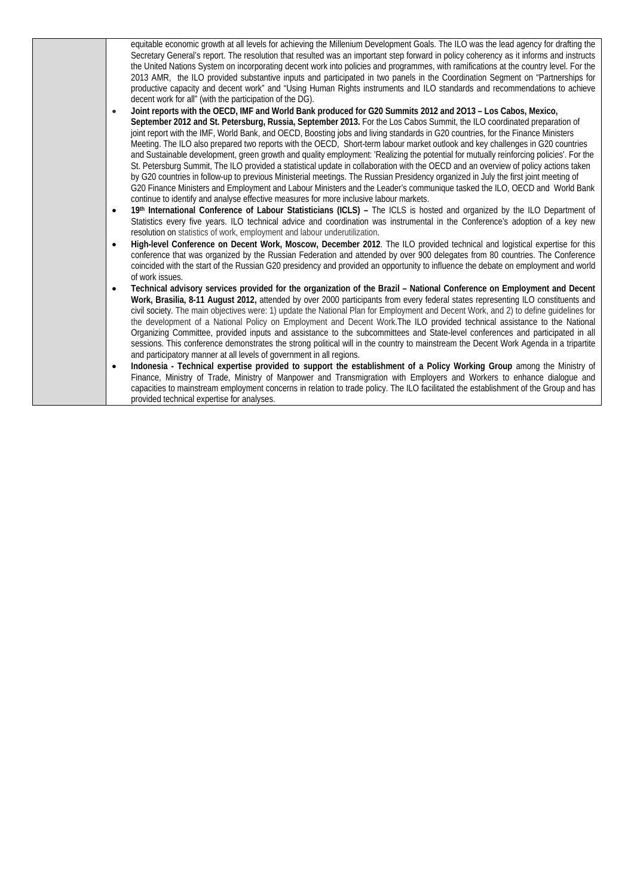| | |
|---|---|
| | equitable economic growth at all levels for achieving the Millenium Development Goals. The ILO was the lead agency for drafting the Secretary General's report. The resolution that resulted was an important step forward in policy coherency as it informs and instructs the United Nations System on incorporating decent work into policies and programmes, with ramifications at the country level. For the 2013 AMR, the ILO provided substantive inputs and participated in two panels in the Coordination Segment on "Partnerships for productive capacity and decent work" and "Using Human Rights instruments and ILO standards and recommendations to achieve decent work for all" (with the participation of the DG).<br>• **Joint reports with the OECD, IMF and World Bank produced for G20 Summits 2012 and 2O13 – Los Cabos, Mexico, September 2012 and St. Petersburg, Russia, September 2013.** For the Los Cabos Summit, the ILO coordinated preparation of joint report with the IMF, World Bank, and OECD, Boosting jobs and living standards in G20 countries, for the Finance Ministers Meeting. The ILO also prepared two reports with the OECD, Short-term labour market outlook and key challenges in G20 countries and Sustainable development, green growth and quality employment: 'Realizing the potential for mutually reinforcing policies'. For the St. Petersburg Summit, The ILO provided a statistical update in collaboration with the OECD and an overview of policy actions taken by G20 countries in follow-up to previous Ministerial meetings. The Russian Presidency organized in July the first joint meeting of G20 Finance Ministers and Employment and Labour Ministers and the Leader's communique tasked the ILO, OECD and World Bank continue to identify and analyse effective measures for more inclusive labour markets.<br>• **19th International Conference of Labour Statisticians (ICLS) –** The ICLS is hosted and organized by the ILO Department of Statistics every five years. ILO technical advice and coordination was instrumental in the Conference's adoption of a key new resolution on statistics of work, employment and labour underutilization.<br>• **High-level Conference on Decent Work, Moscow, December 2012**. The ILO provided technical and logistical expertise for this conference that was organized by the Russian Federation and attended by over 900 delegates from 80 countries. The Conference coincided with the start of the Russian G20 presidency and provided an opportunity to influence the debate on employment and world of work issues.<br>• **Technical advisory services provided for the organization of the Brazil – National Conference on Employment and Decent Work, Brasilia, 8-11 August 2012,** attended by over 2000 participants from every federal states representing ILO constituents and civil society. The main objectives were: 1) update the National Plan for Employment and Decent Work, and 2) to define guidelines for the development of a National Policy on Employment and Decent Work.The ILO provided technical assistance to the National Organizing Committee, provided inputs and assistance to the subcommittees and State-level conferences and participated in all sessions. This conference demonstrates the strong political will in the country to mainstream the Decent Work Agenda in a tripartite and participatory manner at all levels of government in all regions.<br>• **Indonesia - Technical expertise provided to support the establishment of a Policy Working Group** among the Ministry of Finance, Ministry of Trade, Ministry of Manpower and Transmigration with Employers and Workers to enhance dialogue and capacities to mainstream employment concerns in relation to trade policy. The ILO facilitated the establishment of the Group and has provided technical expertise for analyses. |